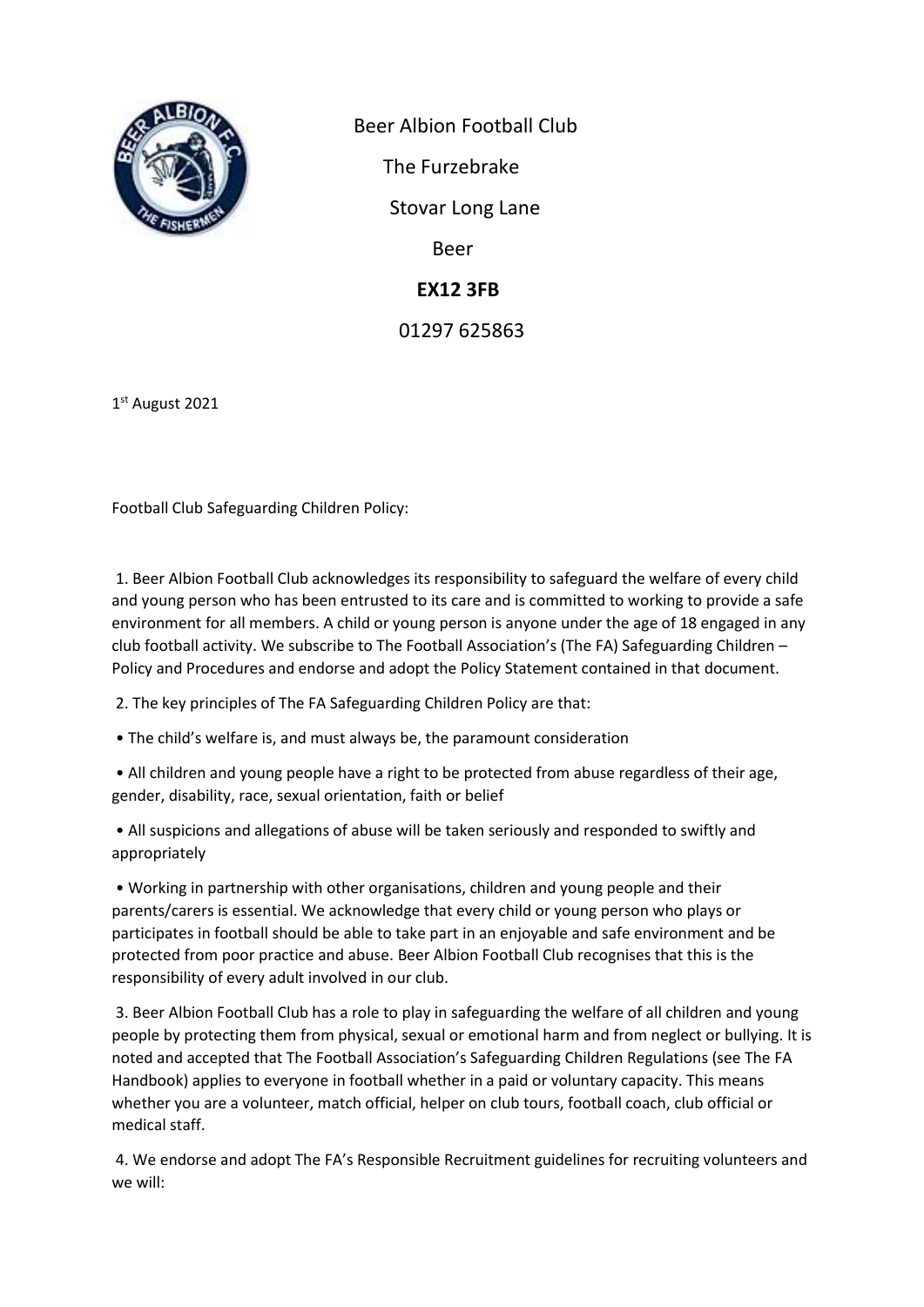Beer Albion Football Club

The Furzebrake

Stovar Long Lane

Beer

**EX12 3FB**

01297 625863

1st August 2021

Football Club Safeguarding Children Policy:

1. Beer Albion Football Club acknowledges its responsibility to safeguard the welfare of every child and young person who has been entrusted to its care and is committed to working to provide a safe environment for all members. A child or young person is anyone under the age of 18 engaged in any club football activity. We subscribe to The Football Association's (The FA) Safeguarding Children – Policy and Procedures and endorse and adopt the Policy Statement contained in that document.

2. The key principles of The FA Safeguarding Children Policy are that:

- The child's welfare is, and must always be, the paramount consideration
- All children and young people have a right to be protected from abuse regardless of their age, gender, disability, race, sexual orientation, faith or belief
- All suspicions and allegations of abuse will be taken seriously and responded to swiftly and appropriately
- Working in partnership with other organisations, children and young people and their parents/carers is essential. We acknowledge that every child or young person who plays or participates in football should be able to take part in an enjoyable and safe environment and be protected from poor practice and abuse. Beer Albion Football Club recognises that this is the responsibility of every adult involved in our club.

3. Beer Albion Football Club has a role to play in safeguarding the welfare of all children and young people by protecting them from physical, sexual or emotional harm and from neglect or bullying. It is noted and accepted that The Football Association's Safeguarding Children Regulations (see The FA Handbook) applies to everyone in football whether in a paid or voluntary capacity. This means whether you are a volunteer, match official, helper on club tours, football coach, club official or medical staff.

4. We endorse and adopt The FA's Responsible Recruitment guidelines for recruiting volunteers and we will: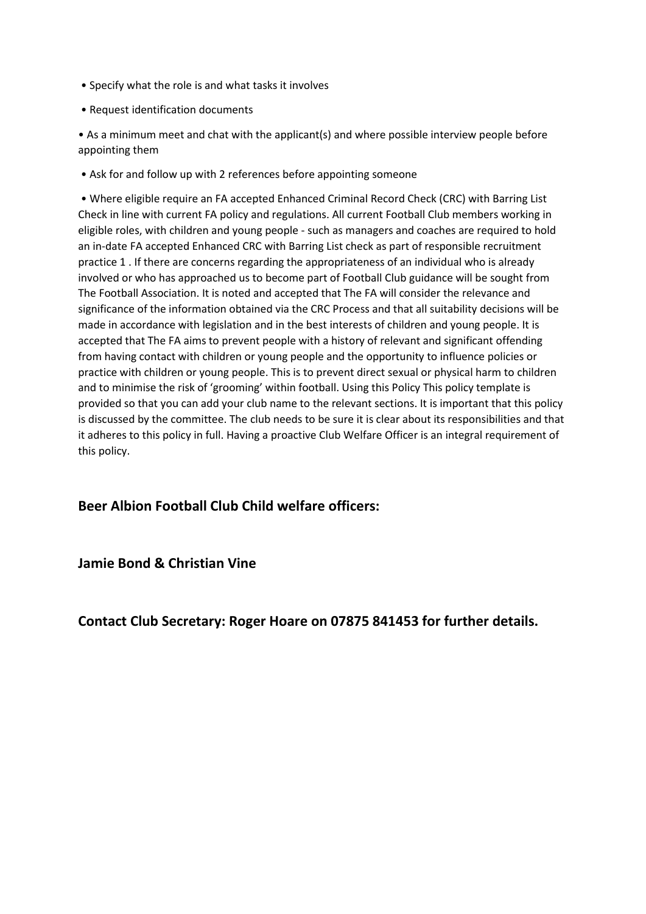- Specify what the role is and what tasks it involves
- Request identification documents
- As a minimum meet and chat with the applicant(s) and where possible interview people before appointing them
- Ask for and follow up with 2 references before appointing someone
- Where eligible require an FA accepted Enhanced Criminal Record Check (CRC) with Barring List Check in line with current FA policy and regulations. All current Football Club members working in eligible roles, with children and young people - such as managers and coaches are required to hold an in-date FA accepted Enhanced CRC with Barring List check as part of responsible recruitment practice 1 . If there are concerns regarding the appropriateness of an individual who is already involved or who has approached us to become part of Football Club guidance will be sought from The Football Association. It is noted and accepted that The FA will consider the relevance and significance of the information obtained via the CRC Process and that all suitability decisions will be made in accordance with legislation and in the best interests of children and young people. It is accepted that The FA aims to prevent people with a history of relevant and significant offending from having contact with children or young people and the opportunity to influence policies or practice with children or young people. This is to prevent direct sexual or physical harm to children and to minimise the risk of 'grooming' within football. Using this Policy This policy template is provided so that you can add your club name to the relevant sections. It is important that this policy is discussed by the committee. The club needs to be sure it is clear about its responsibilities and that it adheres to this policy in full. Having a proactive Club Welfare Officer is an integral requirement of this policy.

**Beer Albion Football Club Child welfare officers:**

**Jamie Bond & Christian Vine**

**Contact Club Secretary: Roger Hoare on 07875 841453 for further details.**